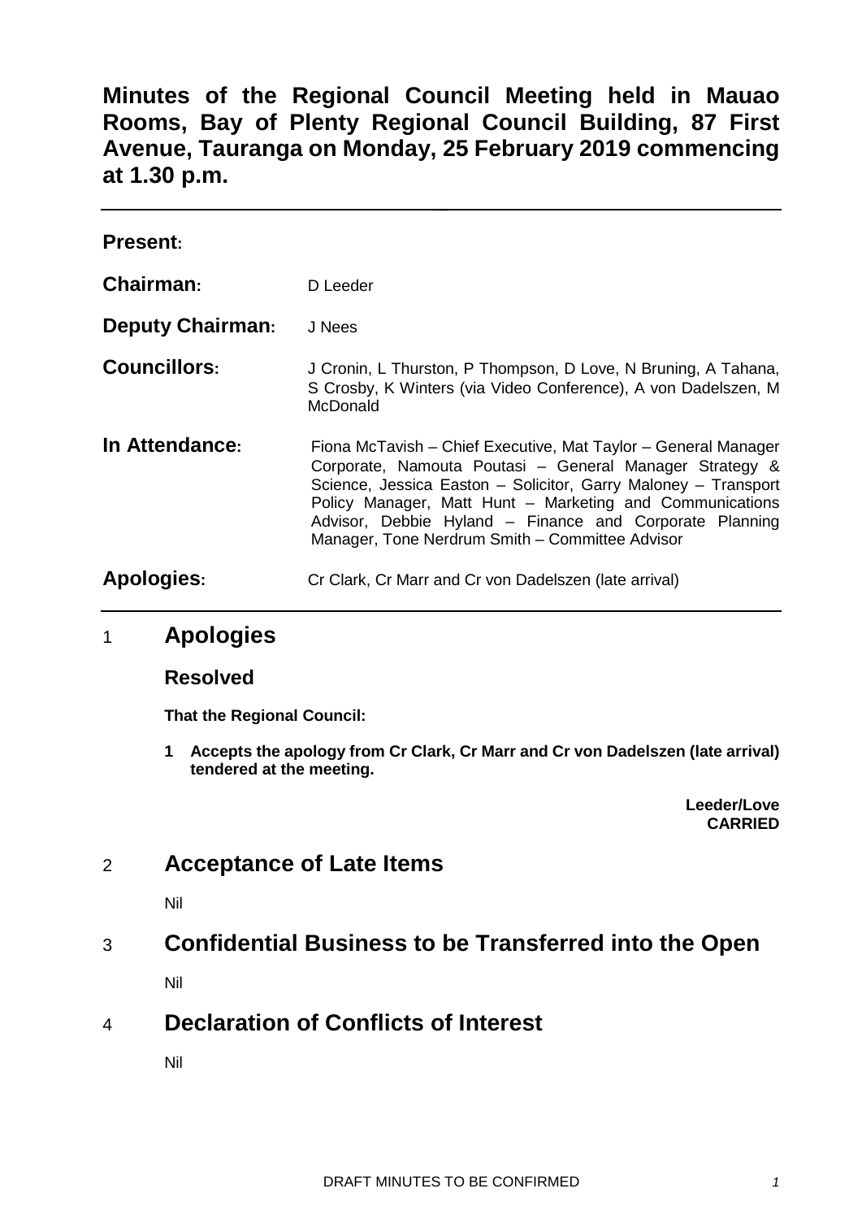# Minutes of the Regional Council Meeting held in Mauao Rooms, Bay of Plenty Regional Council Building, 87 First Avenue, Tauranga on Monday, 25 February 2019 commencing at 1.30 p.m.

**Present:**

**Chairman:** D Leeder

**Deputy Chairman:** J Nees

**Councillors:** J Cronin, L Thurston, P Thompson, D Love, N Bruning, A Tahana, S Crosby, K Winters (via Video Conference), A von Dadelszen, M McDonald

**In Attendance:** Fiona McTavish – Chief Executive, Mat Taylor – General Manager Corporate, Namouta Poutasi – General Manager Strategy & Science, Jessica Easton – Solicitor, Garry Maloney – Transport Policy Manager, Matt Hunt – Marketing and Communications Advisor, Debbie Hyland – Finance and Corporate Planning Manager, Tone Nerdrum Smith – Committee Advisor

**Apologies:** Cr Clark, Cr Marr and Cr von Dadelszen (late arrival)

## 1 Apologies

### Resolved

**That the Regional Council:**

**1 Accepts the apology from Cr Clark, Cr Marr and Cr von Dadelszen (late arrival) tendered at the meeting.**

**Leeder/Love**
**CARRIED**

## 2 Acceptance of Late Items

Nil

## 3 Confidential Business to be Transferred into the Open

Nil

## 4 Declaration of Conflicts of Interest

Nil

DRAFT MINUTES TO BE CONFIRMED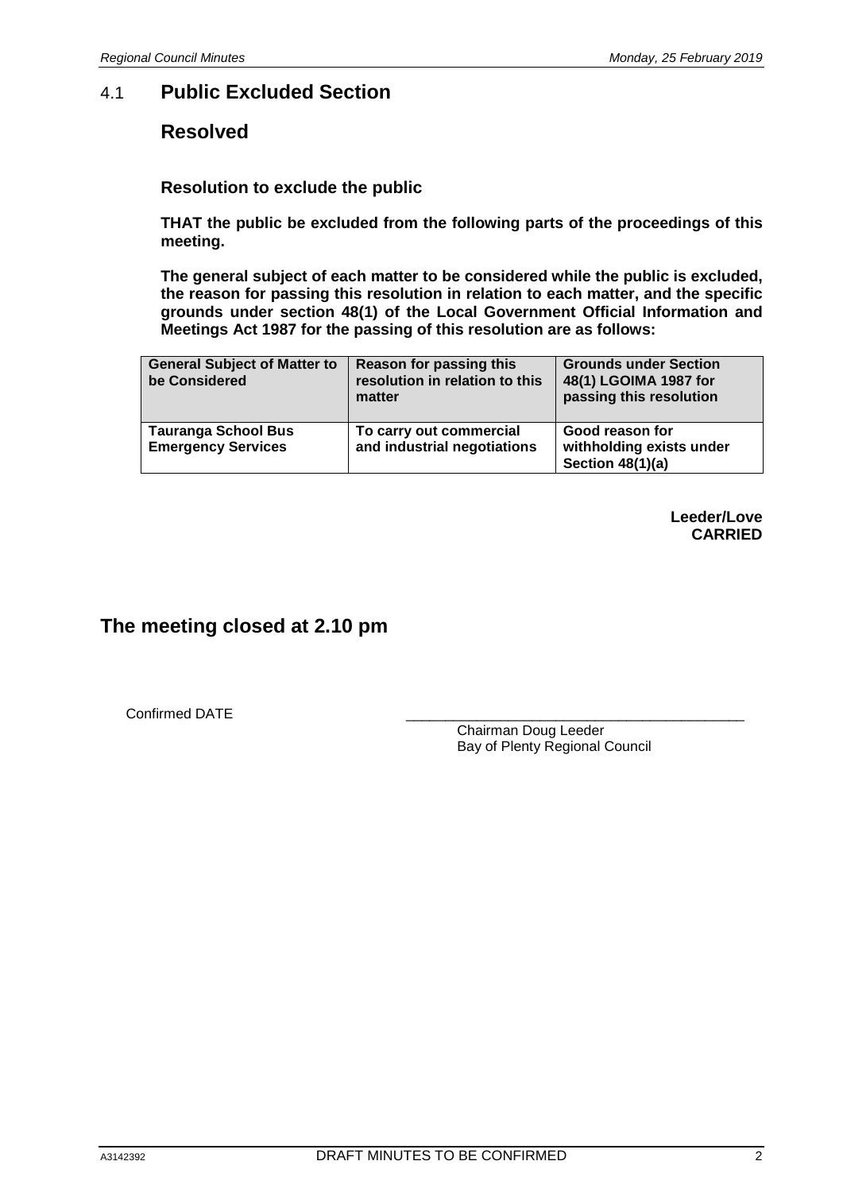## 4.1 Public Excluded Section

## Resolved

**Resolution to exclude the public**

**THAT the public be excluded from the following parts of the proceedings of this meeting.**

**The general subject of each matter to be considered while the public is excluded, the reason for passing this resolution in relation to each matter, and the specific grounds under section 48(1) of the Local Government Official Information and Meetings Act 1987 for the passing of this resolution are as follows:**

| General Subject of Matter to be Considered | Reason for passing this resolution in relation to this matter | Grounds under Section 48(1) LGOIMA 1987 for passing this resolution |
|---|---|---|
| **Tauranga School Bus Emergency Services** | **To carry out commercial and industrial negotiations** | **Good reason for withholding exists under Section 48(1)(a)** |

**Leeder/Love**
**CARRIED**

# The meeting closed at 2.10 pm

Confirmed DATE

\_\_\_\_\_\_\_\_\_\_\_\_\_\_\_\_\_\_\_\_\_\_\_\_\_\_\_\_\_\_\_\_\_\_\_\_\_\_\_\_\_\_\_\_\_\_

Chairman Doug Leeder
Bay of Plenty Regional Council